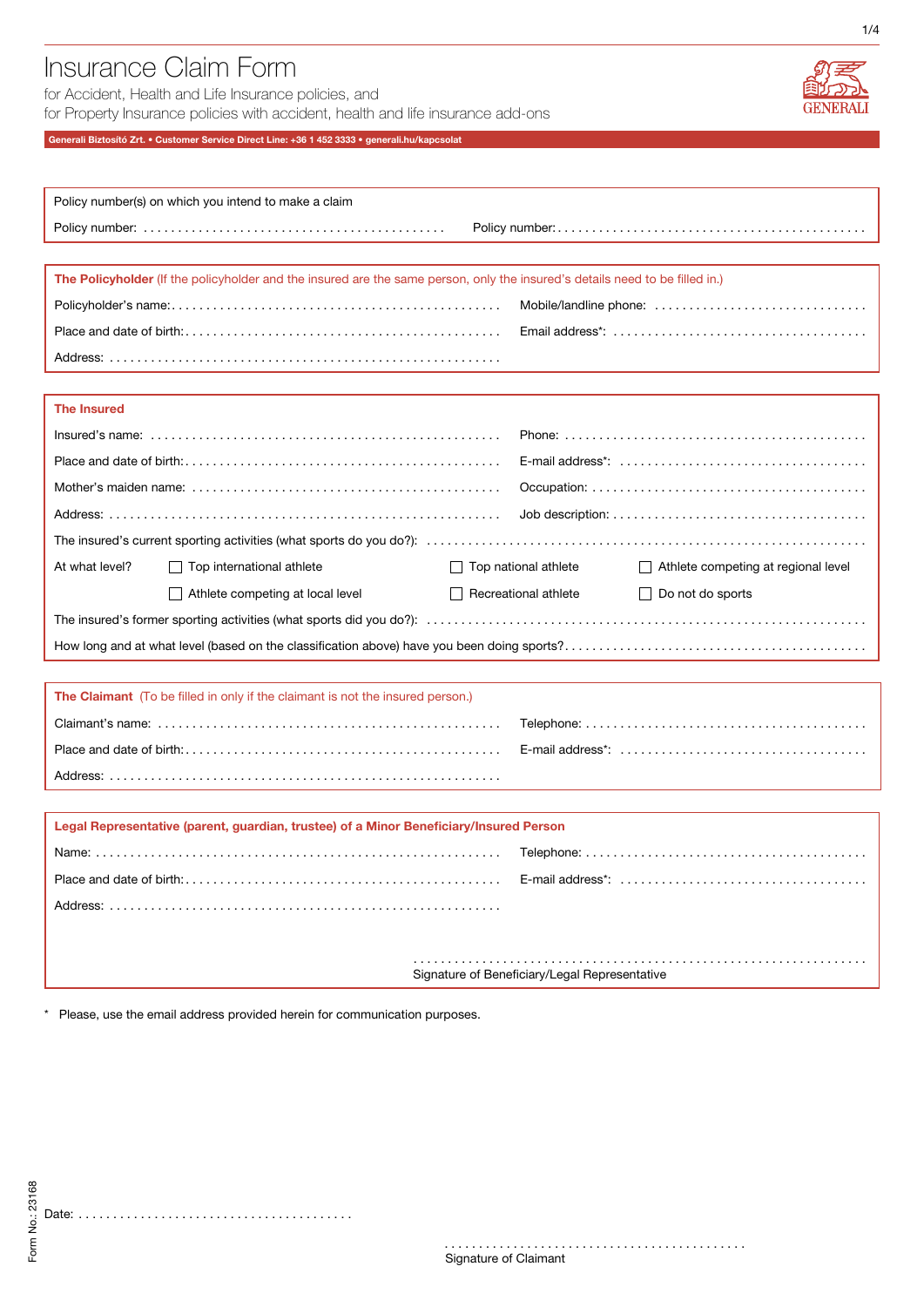# Insurance Claim Form

for Accident, Health and Life Insurance policies, and
for Property Insurance policies with accident, health and life insurance add-ons

GENERALI

**Generali Biztosító Zrt. • Customer Service Direct Line: +36 1 452 3333 • generali.hu/kapcsolat**

Policy number(s) on which you intend to make a claim

Policy number: ...........................................  Policy number: ...........................................

**The Policyholder** (If the policyholder and the insured are the same person, only the insured's details need to be filled in.)

Policyholder's name: ...........................................  Mobile/landline phone: ...........................................

Place and date of birth: ...........................................  Email address*: ...........................................

Address: ...........................................

**The Insured**

Insured's name: ...........................................  Phone: ...........................................

Place and date of birth: ...........................................  E-mail address*: ...........................................

Mother's maiden name: ...........................................  Occupation: ...........................................

Address: ...........................................  Job description: ...........................................

The insured's current sporting activities (what sports do you do?): ...........................................

At what level?
- ☐ Top international athlete
- ☐ Top national athlete
- ☐ Athlete competing at regional level
- ☐ Athlete competing at local level
- ☐ Recreational athlete
- ☐ Do not do sports

The insured's former sporting activities (what sports did you do?): ...........................................

How long and at what level (based on the classification above) have you been doing sports? ...........................................

**The Claimant** (To be filled in only if the claimant is not the insured person.)

Claimant's name: ...........................................  Telephone: ...........................................

Place and date of birth: ...........................................  E-mail address*: ...........................................

Address: ...........................................

**Legal Representative (parent, guardian, trustee) of a Minor Beneficiary/Insured Person**

Name: ...........................................  Telephone: ...........................................

Place and date of birth: ...........................................  E-mail address*: ...........................................

Address: ...........................................

...........................................
Signature of Beneficiary/Legal Representative

\* Please, use the email address provided herein for communication purposes.

Date: ...........................................

...........................................
Signature of Claimant

Form No.: 23168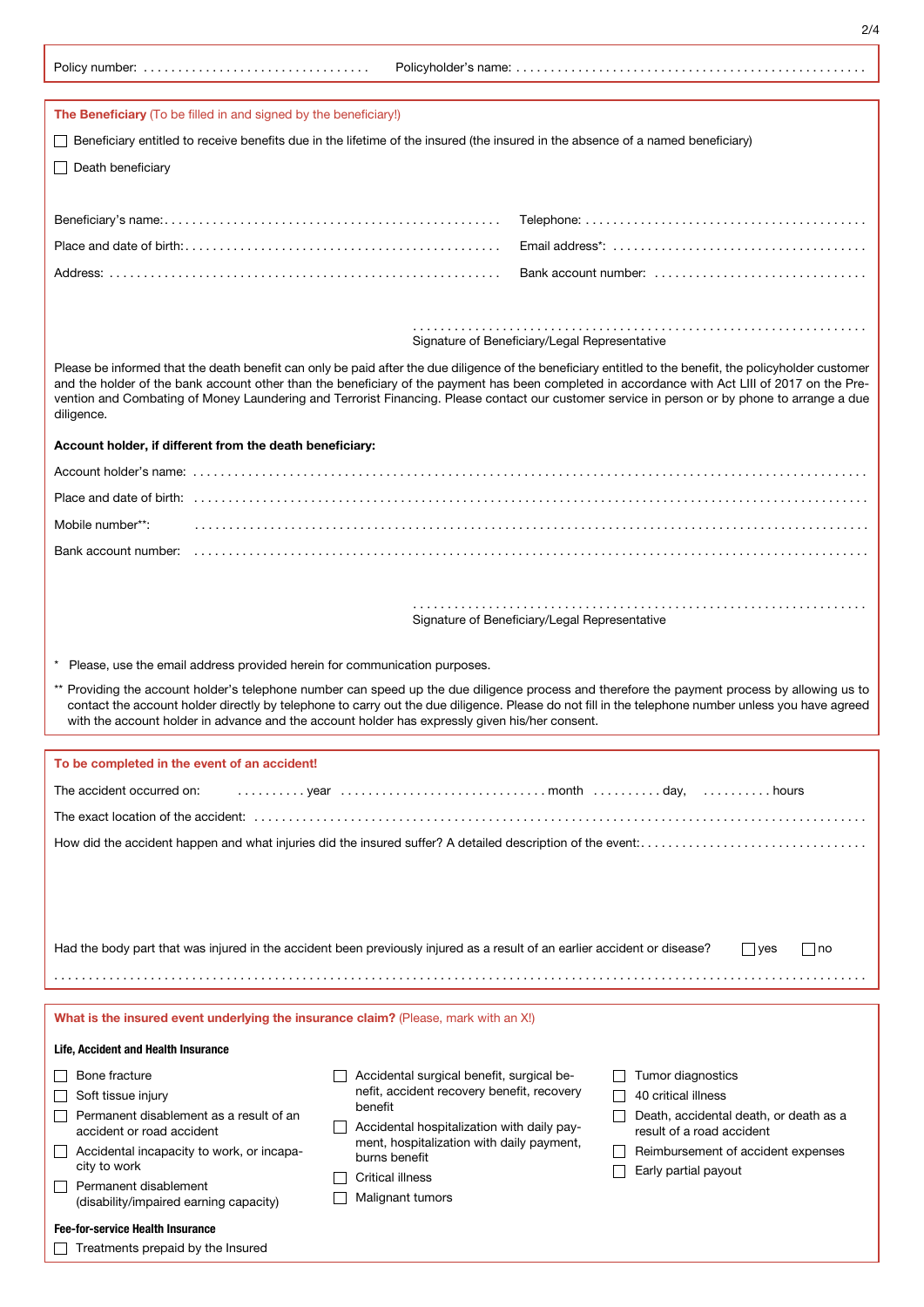Policy number: ................................ Policyholder's name: ................................................

## The Beneficiary (To be filled in and signed by the beneficiary!)

☐ Beneficiary entitled to receive benefits due in the lifetime of the insured (the insured in the absence of a named beneficiary)

☐ Death beneficiary

Beneficiary's name: ................................................ Telephone: ........................................

Place and date of birth: ................................................ Email address*: ........................................

Address: ................................................ Bank account number: ..............................

................................................................

Signature of Beneficiary/Legal Representative

Please be informed that the death benefit can only be paid after the due diligence of the beneficiary entitled to the benefit, the policyholder customer and the holder of the bank account other than the beneficiary of the payment has been completed in accordance with Act LIII of 2017 on the Prevention and Combating of Money Laundering and Terrorist Financing. Please contact our customer service in person or by phone to arrange a due diligence.

**Account holder, if different from the death beneficiary:**

Account holder's name: ................................................................................................

Place and date of birth: ................................................................................................

Mobile number**: ................................................................................................

Bank account number: ................................................................................................

................................................................

Signature of Beneficiary/Legal Representative

* Please, use the email address provided herein for communication purposes.

** Providing the account holder's telephone number can speed up the due diligence process and therefore the payment process by allowing us to contact the account holder directly by telephone to carry out the due diligence. Please do not fill in the telephone number unless you have agreed with the account holder in advance and the account holder has expressly given his/her consent.

## To be completed in the event of an accident!

The accident occurred on: .......... year ............................ month .......... day, .......... hours

The exact location of the accident: ................................................................................................

How did the accident happen and what injuries did the insured suffer? A detailed description of the event: ................................

Had the body part that was injured in the accident been previously injured as a result of an earlier accident or disease? ☐ yes ☐ no

................................................................................................................................

## What is the insured event underlying the insurance claim? (Please, mark with an X!)

**Life, Accident and Health Insurance**

☐ Bone fracture
☐ Soft tissue injury
☐ Permanent disablement as a result of an accident or road accident
☐ Accidental incapacity to work, or incapacity to work
☐ Permanent disablement (disability/impaired earning capacity)
☐ Accidental surgical benefit, surgical benefit, accident recovery benefit, recovery benefit
☐ Accidental hospitalization with daily payment, hospitalization with daily payment, burns benefit
☐ Critical illness
☐ Malignant tumors
☐ Tumor diagnostics
☐ 40 critical illness
☐ Death, accidental death, or death as a result of a road accident
☐ Reimbursement of accident expenses
☐ Early partial payout

**Fee-for-service Health Insurance**

☐ Treatments prepaid by the Insured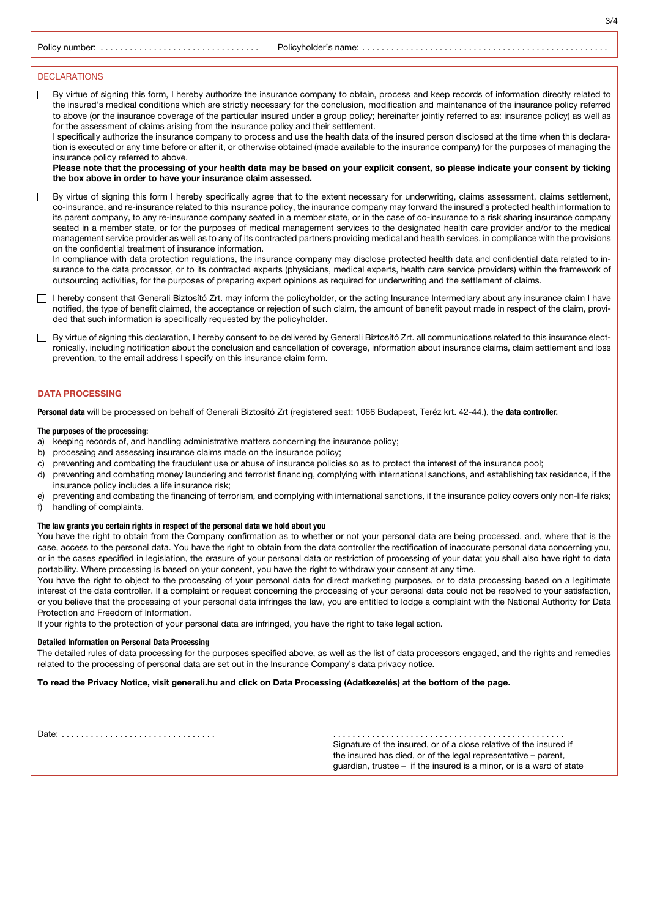Policy number: ................................ Policyholder's name: ..................................................

## DECLARATIONS

☐ By virtue of signing this form, I hereby authorize the insurance company to obtain, process and keep records of information directly related to the insured's medical conditions which are strictly necessary for the conclusion, modification and maintenance of the insurance policy referred to above (or the insurance coverage of the particular insured under a group policy; hereinafter jointly referred to as: insurance policy) as well as for the assessment of claims arising from the insurance policy and their settlement.
I specifically authorize the insurance company to process and use the health data of the insured person disclosed at the time when this declaration is executed or any time before or after it, or otherwise obtained (made available to the insurance company) for the purposes of managing the insurance policy referred to above.
**Please note that the processing of your health data may be based on your explicit consent, so please indicate your consent by ticking the box above in order to have your insurance claim assessed.**

☐ By virtue of signing this form I hereby specifically agree that to the extent necessary for underwriting, claims assessment, claims settlement, co-insurance, and re-insurance related to this insurance policy, the insurance company may forward the insured's protected health information to its parent company, to any re-insurance company seated in a member state, or in the case of co-insurance to a risk sharing insurance company seated in a member state, or for the purposes of medical management services to the designated health care provider and/or to the medical management service provider as well as to any of its contracted partners providing medical and health services, in compliance with the provisions on the confidential treatment of insurance information.
In compliance with data protection regulations, the insurance company may disclose protected health data and confidential data related to insurance to the data processor, or to its contracted experts (physicians, medical experts, health care service providers) within the framework of outsourcing activities, for the purposes of preparing expert opinions as required for underwriting and the settlement of claims.

☐ I hereby consent that Generali Biztosító Zrt. may inform the policyholder, or the acting Insurance Intermediary about any insurance claim I have notified, the type of benefit claimed, the acceptance or rejection of such claim, the amount of benefit payout made in respect of the claim, provided that such information is specifically requested by the policyholder.

☐ By virtue of signing this declaration, I hereby consent to be delivered by Generali Biztosító Zrt. all communications related to this insurance electronically, including notification about the conclusion and cancellation of coverage, information about insurance claims, claim settlement and loss prevention, to the email address I specify on this insurance claim form.

## DATA PROCESSING

**Personal data** will be processed on behalf of Generali Biztosító Zrt (registered seat: 1066 Budapest, Teréz krt. 42-44.), the **data controller.**

**The purposes of the processing:**

a) keeping records of, and handling administrative matters concerning the insurance policy;
b) processing and assessing insurance claims made on the insurance policy;
c) preventing and combating the fraudulent use or abuse of insurance policies so as to protect the interest of the insurance pool;
d) preventing and combating money laundering and terrorist financing, complying with international sanctions, and establishing tax residence, if the insurance policy includes a life insurance risk;
e) preventing and combating the financing of terrorism, and complying with international sanctions, if the insurance policy covers only non-life risks;
f) handling of complaints.

**The law grants you certain rights in respect of the personal data we hold about you**

You have the right to obtain from the Company confirmation as to whether or not your personal data are being processed, and, where that is the case, access to the personal data. You have the right to obtain from the data controller the rectification of inaccurate personal data concerning you, or in the cases specified in legislation, the erasure of your personal data or restriction of processing of your data; you shall also have right to data portability. Where processing is based on your consent, you have the right to withdraw your consent at any time.

You have the right to object to the processing of your personal data for direct marketing purposes, or to data processing based on a legitimate interest of the data controller. If a complaint or request concerning the processing of your personal data could not be resolved to your satisfaction, or you believe that the processing of your personal data infringes the law, you are entitled to lodge a complaint with the National Authority for Data Protection and Freedom of Information.

If your rights to the protection of your personal data are infringed, you have the right to take legal action.

**Detailed Information on Personal Data Processing**

The detailed rules of data processing for the purposes specified above, as well as the list of data processors engaged, and the rights and remedies related to the processing of personal data are set out in the Insurance Company's data privacy notice.

**To read the Privacy Notice, visit generali.hu and click on Data Processing (Adatkezelés) at the bottom of the page.**

Date: ...............................

..............................................
Signature of the insured, or of a close relative of the insured if the insured has died, or of the legal representative – parent, guardian, trustee – if the insured is a minor, or is a ward of state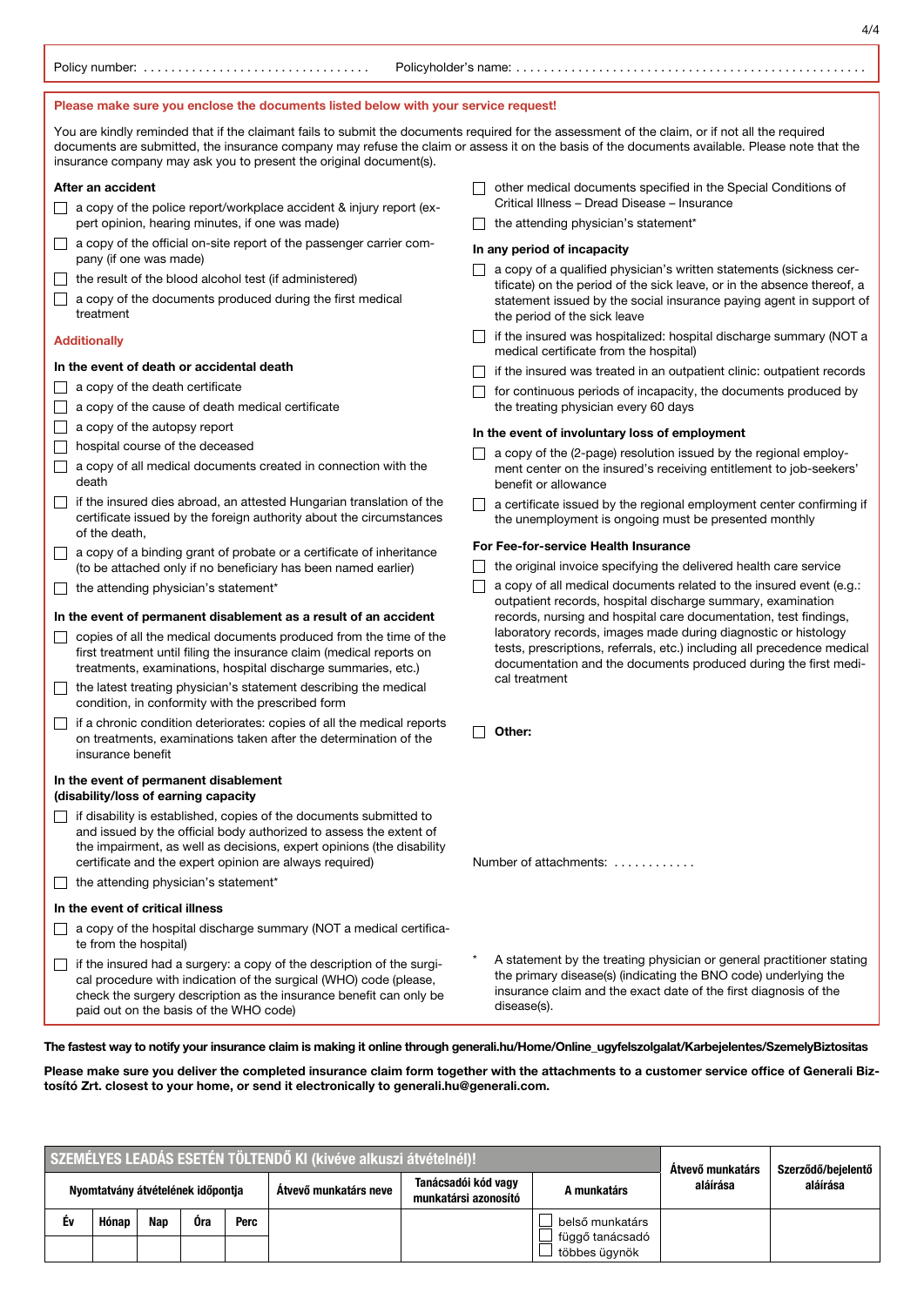Policy number: ................................ Policyholder's name: .................................................

**Please make sure you enclose the documents listed below with your service request!**

You are kindly reminded that if the claimant fails to submit the documents required for the assessment of the claim, or if not all the required documents are submitted, the insurance company may refuse the claim or assess it on the basis of the documents available. Please note that the insurance company may ask you to present the original document(s).

**After an accident**

- ☐ a copy of the police report/workplace accident & injury report (expert opinion, hearing minutes, if one was made)
- ☐ a copy of the official on-site report of the passenger carrier company (if one was made)
- ☐ the result of the blood alcohol test (if administered)
- ☐ a copy of the documents produced during the first medical treatment

**Additionally**

**In the event of death or accidental death**

- ☐ a copy of the death certificate
- ☐ a copy of the cause of death medical certificate
- ☐ a copy of the autopsy report
- ☐ hospital course of the deceased
- ☐ a copy of all medical documents created in connection with the death
- ☐ if the insured dies abroad, an attested Hungarian translation of the certificate issued by the foreign authority about the circumstances of the death,
- ☐ a copy of a binding grant of probate or a certificate of inheritance (to be attached only if no beneficiary has been named earlier)
- ☐ the attending physician's statement*

**In the event of permanent disablement as a result of an accident**

- ☐ copies of all the medical documents produced from the time of the first treatment until filing the insurance claim (medical reports on treatments, examinations, hospital discharge summaries, etc.)
- ☐ the latest treating physician's statement describing the medical condition, in conformity with the prescribed form
- ☐ if a chronic condition deteriorates: copies of all the medical reports on treatments, examinations taken after the determination of the insurance benefit

**In the event of permanent disablement (disability/loss of earning capacity)**

- ☐ if disability is established, copies of the documents submitted to and issued by the official body authorized to assess the extent of the impairment, as well as decisions, expert opinions (the disability certificate and the expert opinion are always required)
- ☐ the attending physician's statement*

**In the event of critical illness**

- ☐ a copy of the hospital discharge summary (NOT a medical certificate from the hospital)
- ☐ if the insured had a surgery: a copy of the description of the surgical procedure with indication of the surgical (WHO) code (please, check the surgery description as the insurance benefit can only be paid out on the basis of the WHO code)
- ☐ other medical documents specified in the Special Conditions of Critical Illness – Dread Disease – Insurance
- ☐ the attending physician's statement*

**In any period of incapacity**

- ☐ a copy of a qualified physician's written statements (sickness certificate) on the period of the sick leave, or in the absence thereof, a statement issued by the social insurance paying agent in support of the period of the sick leave
- ☐ if the insured was hospitalized: hospital discharge summary (NOT a medical certificate from the hospital)
- ☐ if the insured was treated in an outpatient clinic: outpatient records
- ☐ for continuous periods of incapacity, the documents produced by the treating physician every 60 days

**In the event of involuntary loss of employment**

- ☐ a copy of the (2-page) resolution issued by the regional employment center on the insured's receiving entitlement to job-seekers' benefit or allowance
- ☐ a certificate issued by the regional employment center confirming if the unemployment is ongoing must be presented monthly

**For Fee-for-service Health Insurance**

- ☐ the original invoice specifying the delivered health care service
- ☐ a copy of all medical documents related to the insured event (e.g.: outpatient records, hospital discharge summary, examination records, nursing and hospital care documentation, test findings, laboratory records, images made during diagnostic or histology tests, prescriptions, referrals, etc.) including all precedence medical documentation and the documents produced during the first medical treatment

☐ **Other:**

Number of attachments: ............

\* A statement by the treating physician or general practitioner stating the primary disease(s) (indicating the BNO code) underlying the insurance claim and the exact date of the first diagnosis of the disease(s).

**The fastest way to notify your insurance claim is making it online through generali.hu/Home/Online_ugyfelszolgalat/Karbejelentes/SzemelyBiztositas**

**Please make sure you deliver the completed insurance claim form together with the attachments to a customer service office of Generali Biztosító Zrt. closest to your home, or send it electronically to generali.hu@generali.com.**

| SZEMÉLYES LEADÁS ESETÉN TÖLTENDŐ KI (kivéve alkuszi átvételnél)! | | | | | | | | | Átvevő munkatárs aláírása | Szerződő/bejelentő aláírása |
|---|---|---|---|---|---|---|---|---|---|---|
| Nyomtatvány átvételének időpontja | | | | | Átvevő munkatárs neve | Tanácsadói kód vagy munkatársi azonosító | A munkatárs | | | |
| Év | Hónap | Nap | Óra | Perc | | | ☐ belső munkatárs ☐ független tanácsadó ☐ többes ügynök | | | |
| | | | | | | | | | | |